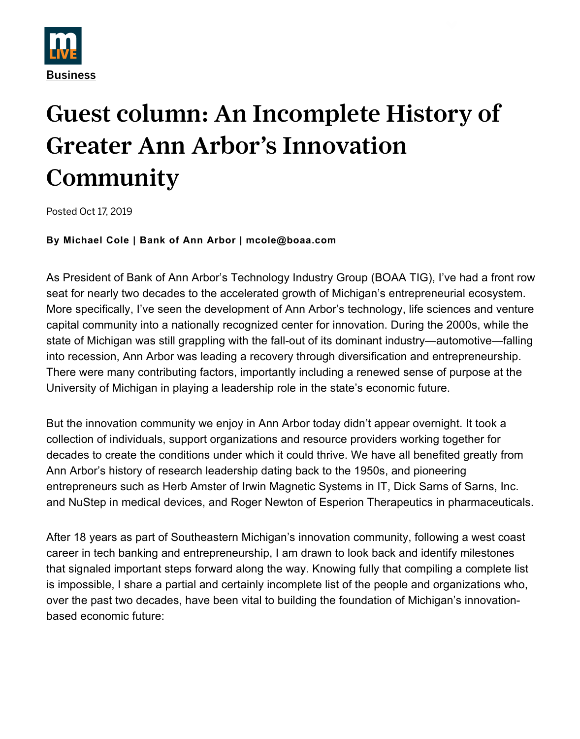Business

# Guest column: An Incomplete History of Greater Ann Arbor's Innovation Community

Posted Oct 17, 2019

**By Michael Cole | Bank of Ann Arbor | mcole@boaa.com**

As President of Bank of Ann Arbor's Technology Industry Group (BOAA TIG), I've had a front row seat for nearly two decades to the accelerated growth of Michigan's entrepreneurial ecosystem. More specifically, I've seen the development of Ann Arbor's technology, life sciences and venture capital community into a nationally recognized center for innovation. During the 2000s, while the state of Michigan was still grappling with the fall-out of its dominant industry—automotive—falling into recession, Ann Arbor was leading a recovery through diversification and entrepreneurship. There were many contributing factors, importantly including a renewed sense of purpose at the University of Michigan in playing a leadership role in the state's economic future.

But the innovation community we enjoy in Ann Arbor today didn't appear overnight. It took a collection of individuals, support organizations and resource providers working together for decades to create the conditions under which it could thrive. We have all benefited greatly from Ann Arbor's history of research leadership dating back to the 1950s, and pioneering entrepreneurs such as Herb Amster of Irwin Magnetic Systems in IT, Dick Sarns of Sarns, Inc. and NuStep in medical devices, and Roger Newton of Esperion Therapeutics in pharmaceuticals.

After 18 years as part of Southeastern Michigan's innovation community, following a west coast career in tech banking and entrepreneurship, I am drawn to look back and identify milestones that signaled important steps forward along the way. Knowing fully that compiling a complete list is impossible, I share a partial and certainly incomplete list of the people and organizations who, over the past two decades, have been vital to building the foundation of Michigan's innovation-based economic future: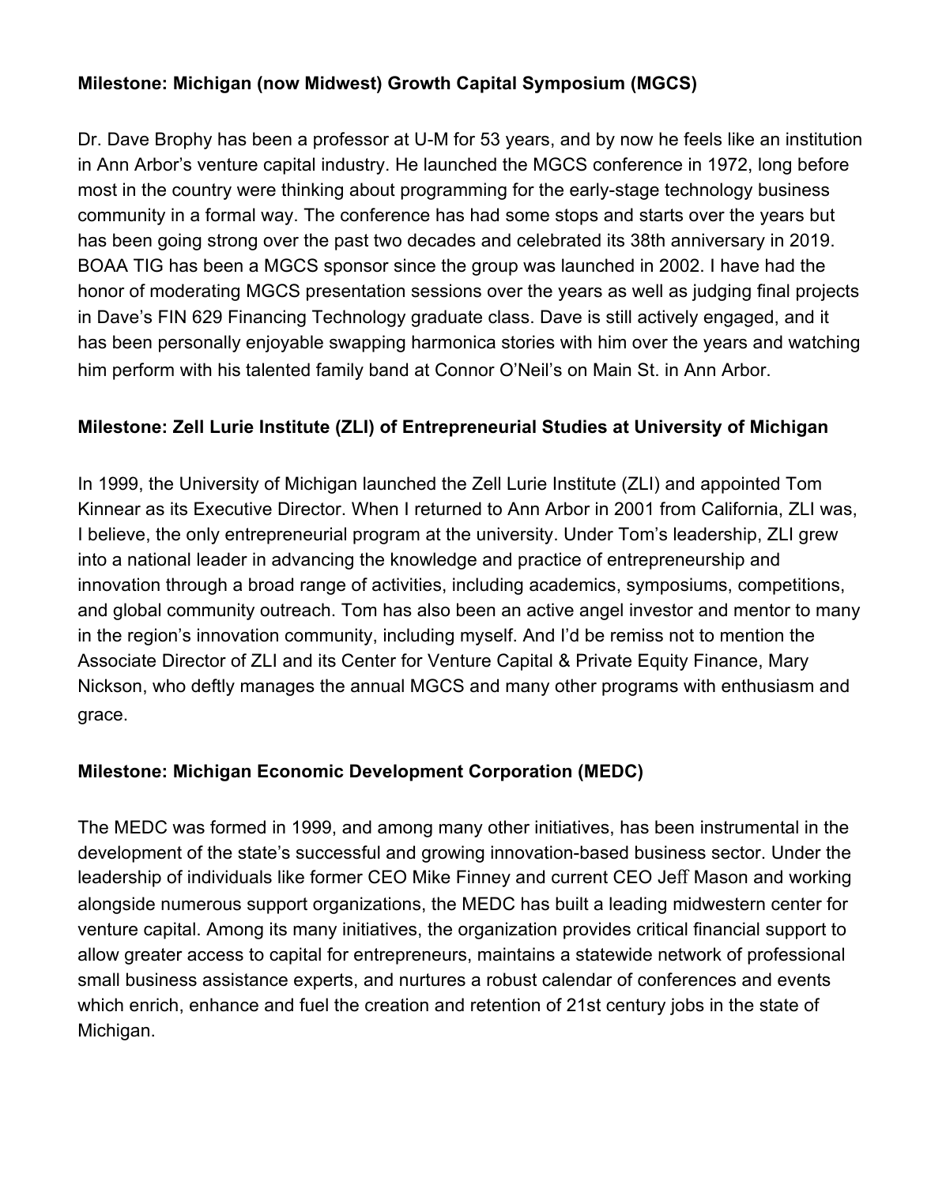**Milestone: Michigan (now Midwest) Growth Capital Symposium (MGCS)**

Dr. Dave Brophy has been a professor at U-M for 53 years, and by now he feels like an institution in Ann Arbor's venture capital industry. He launched the MGCS conference in 1972, long before most in the country were thinking about programming for the early-stage technology business community in a formal way. The conference has had some stops and starts over the years but has been going strong over the past two decades and celebrated its 38th anniversary in 2019. BOAA TIG has been a MGCS sponsor since the group was launched in 2002. I have had the honor of moderating MGCS presentation sessions over the years as well as judging final projects in Dave's FIN 629 Financing Technology graduate class. Dave is still actively engaged, and it has been personally enjoyable swapping harmonica stories with him over the years and watching him perform with his talented family band at Connor O'Neil's on Main St. in Ann Arbor.

**Milestone: Zell Lurie Institute (ZLI) of Entrepreneurial Studies at University of Michigan**

In 1999, the University of Michigan launched the Zell Lurie Institute (ZLI) and appointed Tom Kinnear as its Executive Director. When I returned to Ann Arbor in 2001 from California, ZLI was, I believe, the only entrepreneurial program at the university. Under Tom's leadership, ZLI grew into a national leader in advancing the knowledge and practice of entrepreneurship and innovation through a broad range of activities, including academics, symposiums, competitions, and global community outreach. Tom has also been an active angel investor and mentor to many in the region's innovation community, including myself. And I'd be remiss not to mention the Associate Director of ZLI and its Center for Venture Capital & Private Equity Finance, Mary Nickson, who deftly manages the annual MGCS and many other programs with enthusiasm and grace.

**Milestone: Michigan Economic Development Corporation (MEDC)**

The MEDC was formed in 1999, and among many other initiatives, has been instrumental in the development of the state's successful and growing innovation-based business sector. Under the leadership of individuals like former CEO Mike Finney and current CEO Jeff Mason and working alongside numerous support organizations, the MEDC has built a leading midwestern center for venture capital. Among its many initiatives, the organization provides critical financial support to allow greater access to capital for entrepreneurs, maintains a statewide network of professional small business assistance experts, and nurtures a robust calendar of conferences and events which enrich, enhance and fuel the creation and retention of 21st century jobs in the state of Michigan.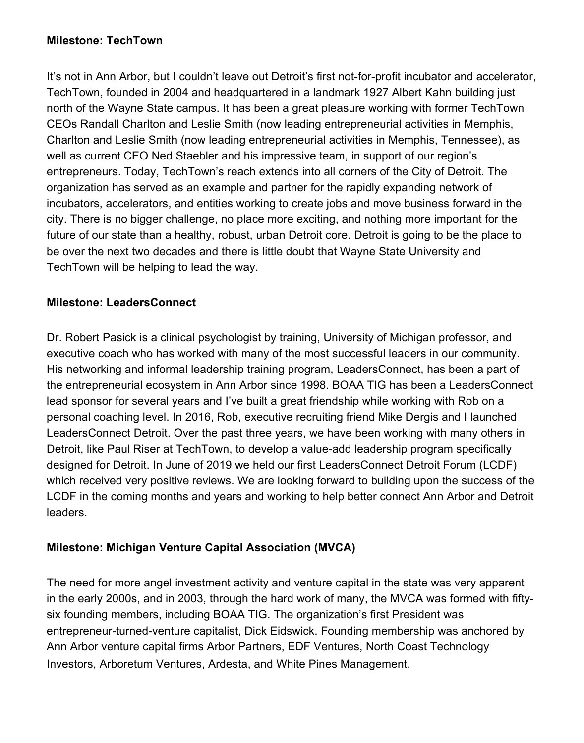**Milestone: TechTown**

It's not in Ann Arbor, but I couldn't leave out Detroit's first not-for-profit incubator and accelerator, TechTown, founded in 2004 and headquartered in a landmark 1927 Albert Kahn building just north of the Wayne State campus. It has been a great pleasure working with former TechTown CEOs Randall Charlton and Leslie Smith (now leading entrepreneurial activities in Memphis, Charlton and Leslie Smith (now leading entrepreneurial activities in Memphis, Tennessee), as well as current CEO Ned Staebler and his impressive team, in support of our region's entrepreneurs. Today, TechTown's reach extends into all corners of the City of Detroit. The organization has served as an example and partner for the rapidly expanding network of incubators, accelerators, and entities working to create jobs and move business forward in the city. There is no bigger challenge, no place more exciting, and nothing more important for the future of our state than a healthy, robust, urban Detroit core. Detroit is going to be the place to be over the next two decades and there is little doubt that Wayne State University and TechTown will be helping to lead the way.

**Milestone: LeadersConnect**

Dr. Robert Pasick is a clinical psychologist by training, University of Michigan professor, and executive coach who has worked with many of the most successful leaders in our community. His networking and informal leadership training program, LeadersConnect, has been a part of the entrepreneurial ecosystem in Ann Arbor since 1998. BOAA TIG has been a LeadersConnect lead sponsor for several years and I've built a great friendship while working with Rob on a personal coaching level. In 2016, Rob, executive recruiting friend Mike Dergis and I launched LeadersConnect Detroit. Over the past three years, we have been working with many others in Detroit, like Paul Riser at TechTown, to develop a value-add leadership program specifically designed for Detroit. In June of 2019 we held our first LeadersConnect Detroit Forum (LCDF) which received very positive reviews. We are looking forward to building upon the success of the LCDF in the coming months and years and working to help better connect Ann Arbor and Detroit leaders.

**Milestone: Michigan Venture Capital Association (MVCA)**

The need for more angel investment activity and venture capital in the state was very apparent in the early 2000s, and in 2003, through the hard work of many, the MVCA was formed with fifty-six founding members, including BOAA TIG. The organization's first President was entrepreneur-turned-venture capitalist, Dick Eidswick. Founding membership was anchored by Ann Arbor venture capital firms Arbor Partners, EDF Ventures, North Coast Technology Investors, Arboretum Ventures, Ardesta, and White Pines Management.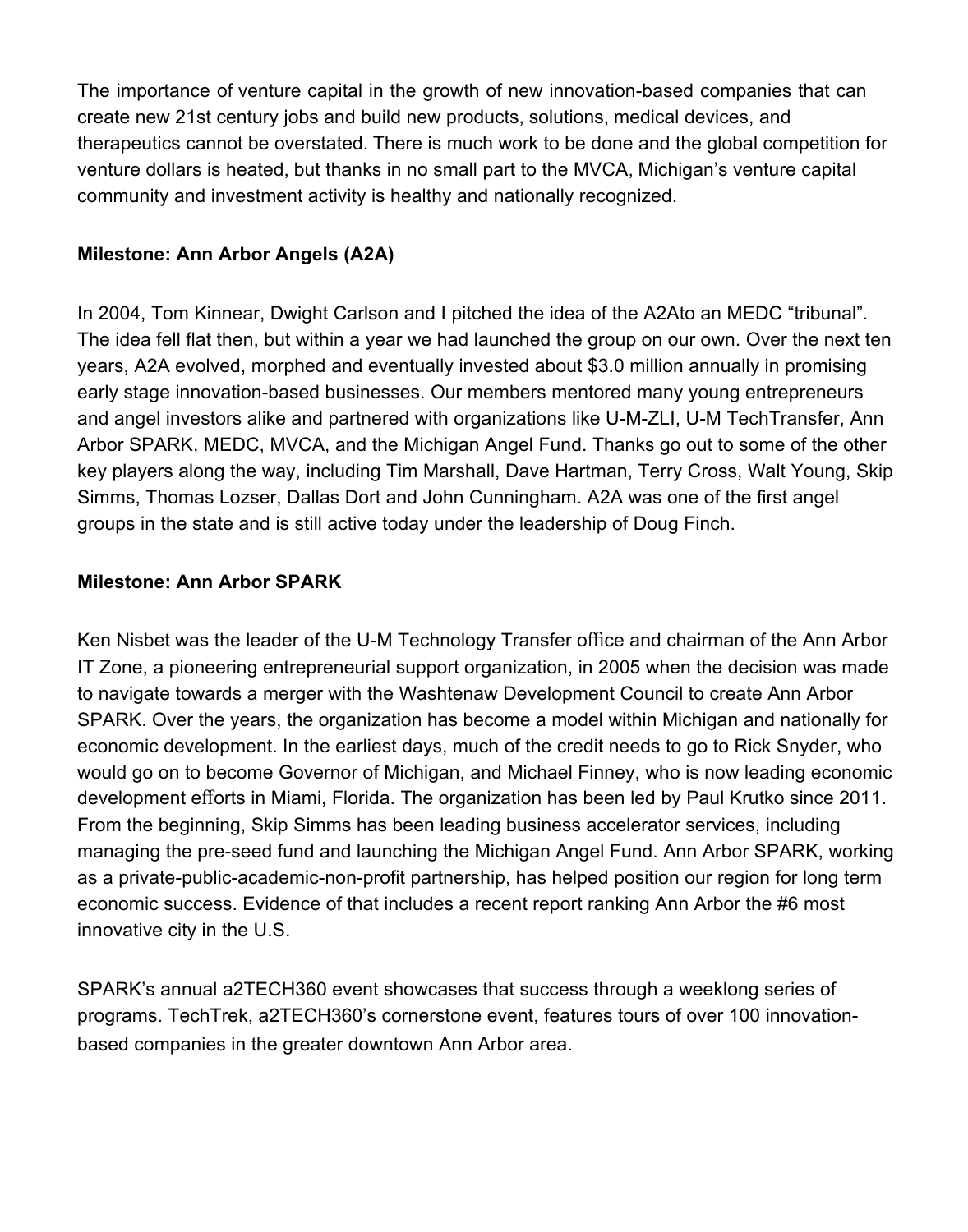The importance of venture capital in the growth of new innovation-based companies that can create new 21st century jobs and build new products, solutions, medical devices, and therapeutics cannot be overstated. There is much work to be done and the global competition for venture dollars is heated, but thanks in no small part to the MVCA, Michigan's venture capital community and investment activity is healthy and nationally recognized.

**Milestone: Ann Arbor Angels (A2A)**

In 2004, Tom Kinnear, Dwight Carlson and I pitched the idea of the A2Ato an MEDC "tribunal". The idea fell flat then, but within a year we had launched the group on our own. Over the next ten years, A2A evolved, morphed and eventually invested about $3.0 million annually in promising early stage innovation-based businesses. Our members mentored many young entrepreneurs and angel investors alike and partnered with organizations like U-M-ZLI, U-M TechTransfer, Ann Arbor SPARK, MEDC, MVCA, and the Michigan Angel Fund. Thanks go out to some of the other key players along the way, including Tim Marshall, Dave Hartman, Terry Cross, Walt Young, Skip Simms, Thomas Lozser, Dallas Dort and John Cunningham. A2A was one of the first angel groups in the state and is still active today under the leadership of Doug Finch.

**Milestone: Ann Arbor SPARK**

Ken Nisbet was the leader of the U-M Technology Transfer office and chairman of the Ann Arbor IT Zone, a pioneering entrepreneurial support organization, in 2005 when the decision was made to navigate towards a merger with the Washtenaw Development Council to create Ann Arbor SPARK. Over the years, the organization has become a model within Michigan and nationally for economic development. In the earliest days, much of the credit needs to go to Rick Snyder, who would go on to become Governor of Michigan, and Michael Finney, who is now leading economic development efforts in Miami, Florida. The organization has been led by Paul Krutko since 2011. From the beginning, Skip Simms has been leading business accelerator services, including managing the pre-seed fund and launching the Michigan Angel Fund. Ann Arbor SPARK, working as a private-public-academic-non-profit partnership, has helped position our region for long term economic success. Evidence of that includes a recent report ranking Ann Arbor the #6 most innovative city in the U.S.

SPARK's annual a2TECH360 event showcases that success through a weeklong series of programs. TechTrek, a2TECH360's cornerstone event, features tours of over 100 innovation-based companies in the greater downtown Ann Arbor area.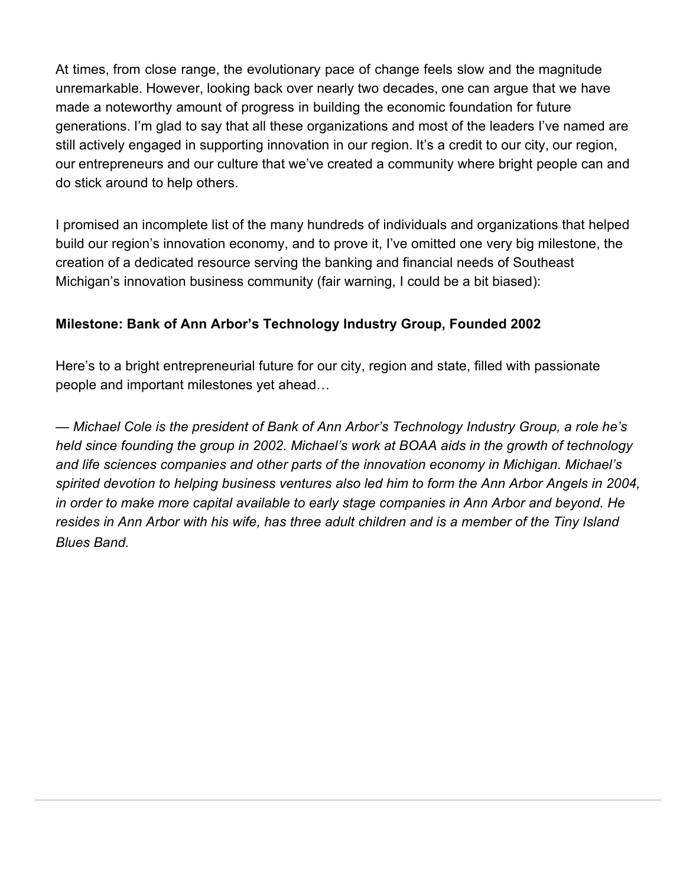At times, from close range, the evolutionary pace of change feels slow and the magnitude unremarkable. However, looking back over nearly two decades, one can argue that we have made a noteworthy amount of progress in building the economic foundation for future generations. I'm glad to say that all these organizations and most of the leaders I've named are still actively engaged in supporting innovation in our region. It's a credit to our city, our region, our entrepreneurs and our culture that we've created a community where bright people can and do stick around to help others.

I promised an incomplete list of the many hundreds of individuals and organizations that helped build our region's innovation economy, and to prove it, I've omitted one very big milestone, the creation of a dedicated resource serving the banking and financial needs of Southeast Michigan's innovation business community (fair warning, I could be a bit biased):

**Milestone: Bank of Ann Arbor's Technology Industry Group, Founded 2002**

Here's to a bright entrepreneurial future for our city, region and state, filled with passionate people and important milestones yet ahead…

*— Michael Cole is the president of Bank of Ann Arbor's Technology Industry Group, a role he's held since founding the group in 2002. Michael's work at BOAA aids in the growth of technology and life sciences companies and other parts of the innovation economy in Michigan. Michael's spirited devotion to helping business ventures also led him to form the Ann Arbor Angels in 2004, in order to make more capital available to early stage companies in Ann Arbor and beyond. He resides in Ann Arbor with his wife, has three adult children and is a member of the Tiny Island Blues Band.*